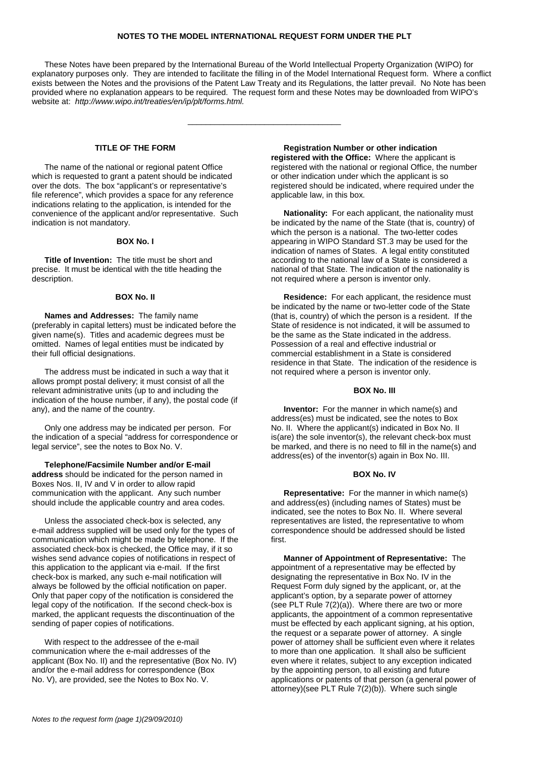# NOTES TO THE MODEL INTERNATIONAL REQUEST FORM UNDER THE PLT

These Notes have been prepared by the International Bureau of the World Intellectual Property Organization (WIPO) for explanatory purposes only. They are intended to facilitate the filling in of the Model International Request form. Where a conflict exists between the Notes and the provisions of the Patent Law Treaty and its Regulations, the latter prevail. No Note has been provided where no explanation appears to be required. The request form and these Notes may be downloaded from WIPO's website at: *http://www.wipo.int/treaties/en/ip/plt/forms.html.*

---

## TITLE OF THE FORM

The name of the national or regional patent Office which is requested to grant a patent should be indicated over the dots. The box "applicant's or representative's file reference", which provides a space for any reference indications relating to the application, is intended for the convenience of the applicant and/or representative. Such indication is not mandatory.

## BOX No. I

**Title of Invention:** The title must be short and precise. It must be identical with the title heading the description.

## BOX No. II

**Names and Addresses:** The family name (preferably in capital letters) must be indicated before the given name(s). Titles and academic degrees must be omitted. Names of legal entities must be indicated by their full official designations.

The address must be indicated in such a way that it allows prompt postal delivery; it must consist of all the relevant administrative units (up to and including the indication of the house number, if any), the postal code (if any), and the name of the country.

Only one address may be indicated per person. For the indication of a special "address for correspondence or legal service", see the notes to Box No. V.

**Telephone/Facsimile Number and/or E-mail address** should be indicated for the person named in Boxes Nos. II, IV and V in order to allow rapid communication with the applicant. Any such number should include the applicable country and area codes.

Unless the associated check-box is selected, any e-mail address supplied will be used only for the types of communication which might be made by telephone. If the associated check-box is checked, the Office may, if it so wishes send advance copies of notifications in respect of this application to the applicant via e-mail. If the first check-box is marked, any such e-mail notification will always be followed by the official notification on paper. Only that paper copy of the notification is considered the legal copy of the notification. If the second check-box is marked, the applicant requests the discontinuation of the sending of paper copies of notifications.

With respect to the addressee of the e-mail communication where the e-mail addresses of the applicant (Box No. II) and the representative (Box No. IV) and/or the e-mail address for correspondence (Box No. V), are provided, see the Notes to Box No. V.

**Registration Number or other indication registered with the Office:** Where the applicant is registered with the national or regional Office, the number or other indication under which the applicant is so registered should be indicated, where required under the applicable law, in this box.

**Nationality:** For each applicant, the nationality must be indicated by the name of the State (that is, country) of which the person is a national. The two-letter codes appearing in WIPO Standard ST.3 may be used for the indication of names of States. A legal entity constituted according to the national law of a State is considered a national of that State. The indication of the nationality is not required where a person is inventor only.

**Residence:** For each applicant, the residence must be indicated by the name or two-letter code of the State (that is, country) of which the person is a resident. If the State of residence is not indicated, it will be assumed to be the same as the State indicated in the address. Possession of a real and effective industrial or commercial establishment in a State is considered residence in that State. The indication of the residence is not required where a person is inventor only.

## BOX No. III

**Inventor:** For the manner in which name(s) and address(es) must be indicated, see the notes to Box No. II. Where the applicant(s) indicated in Box No. II is(are) the sole inventor(s), the relevant check-box must be marked, and there is no need to fill in the name(s) and address(es) of the inventor(s) again in Box No. III.

## BOX No. IV

**Representative:** For the manner in which name(s) and address(es) (including names of States) must be indicated, see the notes to Box No. II. Where several representatives are listed, the representative to whom correspondence should be addressed should be listed first.

**Manner of Appointment of Representative:** The appointment of a representative may be effected by designating the representative in Box No. IV in the Request Form duly signed by the applicant, or, at the applicant's option, by a separate power of attorney (see PLT Rule 7(2)(a)). Where there are two or more applicants, the appointment of a common representative must be effected by each applicant signing, at his option, the request or a separate power of attorney. A single power of attorney shall be sufficient even where it relates to more than one application. It shall also be sufficient even where it relates, subject to any exception indicated by the appointing person, to all existing and future applications or patents of that person (a general power of attorney)(see PLT Rule 7(2)(b)). Where such single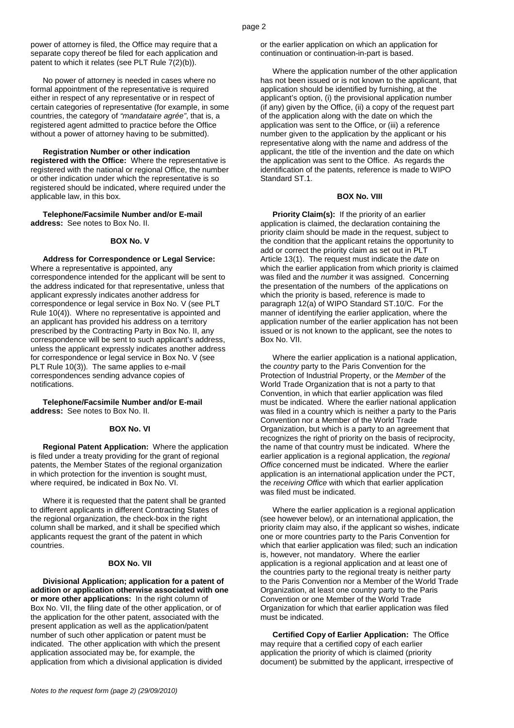power of attorney is filed, the Office may require that a separate copy thereof be filed for each application and patent to which it relates (see PLT Rule 7(2)(b)).

No power of attorney is needed in cases where no formal appointment of the representative is required either in respect of any representative or in respect of certain categories of representative (for example, in some countries, the category of *"mandataire agrée"*, that is, a registered agent admitted to practice before the Office without a power of attorney having to be submitted).

**Registration Number or other indication registered with the Office:** Where the representative is registered with the national or regional Office, the number or other indication under which the representative is so registered should be indicated, where required under the applicable law, in this box.

**Telephone/Facsimile Number and/or E-mail address:** See notes to Box No. II.

## BOX No. V

**Address for Correspondence or Legal Service:** Where a representative is appointed, any correspondence intended for the applicant will be sent to the address indicated for that representative, unless that applicant expressly indicates another address for correspondence or legal service in Box No. V (see PLT Rule 10(4)). Where no representative is appointed and an applicant has provided his address on a territory prescribed by the Contracting Party in Box No. II, any correspondence will be sent to such applicant's address, unless the applicant expressly indicates another address for correspondence or legal service in Box No. V (see PLT Rule 10(3)). The same applies to e-mail correspondences sending advance copies of notifications.

**Telephone/Facsimile Number and/or E-mail address:** See notes to Box No. II.

## BOX No. VI

**Regional Patent Application:** Where the application is filed under a treaty providing for the grant of regional patents, the Member States of the regional organization in which protection for the invention is sought must, where required, be indicated in Box No. VI.

Where it is requested that the patent shall be granted to different applicants in different Contracting States of the regional organization, the check-box in the right column shall be marked, and it shall be specified which applicants request the grant of the patent in which countries.

## BOX No. VII

**Divisional Application; application for a patent of addition or application otherwise associated with one or more other applications:** In the right column of Box No. VII, the filing date of the other application, or of the application for the other patent, associated with the present application as well as the application/patent number of such other application or patent must be indicated. The other application with which the present application associated may be, for example, the application from which a divisional application is divided or the earlier application on which an application for continuation or continuation-in-part is based.

Where the application number of the other application has not been issued or is not known to the applicant, that application should be identified by furnishing, at the applicant's option, (i) the provisional application number (if any) given by the Office, (ii) a copy of the request part of the application along with the date on which the application was sent to the Office, or (iii) a reference number given to the application by the applicant or his representative along with the name and address of the applicant, the title of the invention and the date on which the application was sent to the Office. As regards the identification of the patents, reference is made to WIPO Standard ST.1.

## BOX No. VIII

**Priority Claim(s):** If the priority of an earlier application is claimed, the declaration containing the priority claim should be made in the request, subject to the condition that the applicant retains the opportunity to add or correct the priority claim as set out in PLT Article 13(1). The request must indicate the *date* on which the earlier application from which priority is claimed was filed and the *number* it was assigned. Concerning the presentation of the numbers of the applications on which the priority is based, reference is made to paragraph 12(a) of WIPO Standard ST.10/C. For the manner of identifying the earlier application, where the application number of the earlier application has not been issued or is not known to the applicant, see the notes to Box No. VII.

Where the earlier application is a national application, the *country* party to the Paris Convention for the Protection of Industrial Property, or the *Member* of the World Trade Organization that is not a party to that Convention, in which that earlier application was filed must be indicated. Where the earlier national application was filed in a country which is neither a party to the Paris Convention nor a Member of the World Trade Organization, but which is a party to an agreement that recognizes the right of priority on the basis of reciprocity, the name of that country must be indicated. Where the earlier application is a regional application, the *regional Office* concerned must be indicated. Where the earlier application is an international application under the PCT, the *receiving Office* with which that earlier application was filed must be indicated.

Where the earlier application is a regional application (see however below), or an international application, the priority claim may also, if the applicant so wishes, indicate one or more countries party to the Paris Convention for which that earlier application was filed; such an indication is, however, not mandatory. Where the earlier application is a regional application and at least one of the countries party to the regional treaty is neither party to the Paris Convention nor a Member of the World Trade Organization, at least one country party to the Paris Convention or one Member of the World Trade Organization for which that earlier application was filed must be indicated.

**Certified Copy of Earlier Application:** The Office may require that a certified copy of each earlier application the priority of which is claimed (priority document) be submitted by the applicant, irrespective of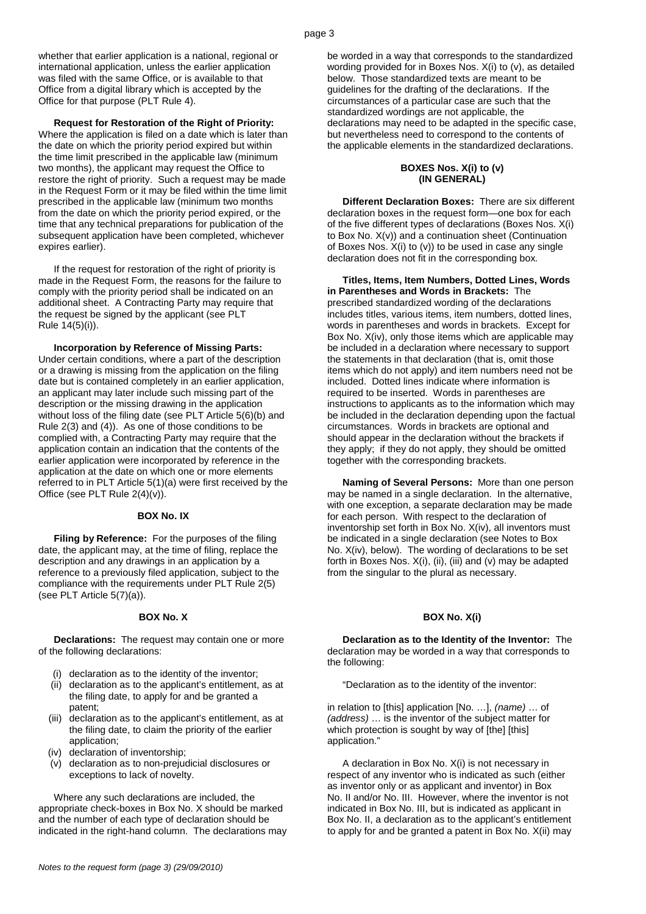whether that earlier application is a national, regional or international application, unless the earlier application was filed with the same Office, or is available to that Office from a digital library which is accepted by the Office for that purpose (PLT Rule 4).

**Request for Restoration of the Right of Priority:** Where the application is filed on a date which is later than the date on which the priority period expired but within the time limit prescribed in the applicable law (minimum two months), the applicant may request the Office to restore the right of priority. Such a request may be made in the Request Form or it may be filed within the time limit prescribed in the applicable law (minimum two months from the date on which the priority period expired, or the time that any technical preparations for publication of the subsequent application have been completed, whichever expires earlier).

If the request for restoration of the right of priority is made in the Request Form, the reasons for the failure to comply with the priority period shall be indicated on an additional sheet. A Contracting Party may require that the request be signed by the applicant (see PLT Rule 14(5)(i)).

**Incorporation by Reference of Missing Parts:** Under certain conditions, where a part of the description or a drawing is missing from the application on the filing date but is contained completely in an earlier application, an applicant may later include such missing part of the description or the missing drawing in the application without loss of the filing date (see PLT Article 5(6)(b) and Rule 2(3) and (4)). As one of those conditions to be complied with, a Contracting Party may require that the application contain an indication that the contents of the earlier application were incorporated by reference in the application at the date on which one or more elements referred to in PLT Article 5(1)(a) were first received by the Office (see PLT Rule 2(4)(v)).

## BOX No. IX

**Filing by Reference:** For the purposes of the filing date, the applicant may, at the time of filing, replace the description and any drawings in an application by a reference to a previously filed application, subject to the compliance with the requirements under PLT Rule 2(5) (see PLT Article 5(7)(a)).

## BOX No. X

**Declarations:** The request may contain one or more of the following declarations:

(i) declaration as to the identity of the inventor;
(ii) declaration as to the applicant's entitlement, as at the filing date, to apply for and be granted a patent;
(iii) declaration as to the applicant's entitlement, as at the filing date, to claim the priority of the earlier application;
(iv) declaration of inventorship;
(v) declaration as to non-prejudicial disclosures or exceptions to lack of novelty.

Where any such declarations are included, the appropriate check-boxes in Box No. X should be marked and the number of each type of declaration should be indicated in the right-hand column. The declarations may be worded in a way that corresponds to the standardized wording provided for in Boxes Nos. X(i) to (v), as detailed below. Those standardized texts are meant to be guidelines for the drafting of the declarations. If the circumstances of a particular case are such that the standardized wordings are not applicable, the declarations may need to be adapted in the specific case, but nevertheless need to correspond to the contents of the applicable elements in the standardized declarations.

## BOXES Nos. X(i) to (v) (IN GENERAL)

**Different Declaration Boxes:** There are six different declaration boxes in the request form—one box for each of the five different types of declarations (Boxes Nos. X(i) to Box No. X(v)) and a continuation sheet (Continuation of Boxes Nos. X(i) to (v)) to be used in case any single declaration does not fit in the corresponding box.

**Titles, Items, Item Numbers, Dotted Lines, Words in Parentheses and Words in Brackets:** The prescribed standardized wording of the declarations includes titles, various items, item numbers, dotted lines, words in parentheses and words in brackets. Except for Box No. X(iv), only those items which are applicable may be included in a declaration where necessary to support the statements in that declaration (that is, omit those items which do not apply) and item numbers need not be included. Dotted lines indicate where information is required to be inserted. Words in parentheses are instructions to applicants as to the information which may be included in the declaration depending upon the factual circumstances. Words in brackets are optional and should appear in the declaration without the brackets if they apply; if they do not apply, they should be omitted together with the corresponding brackets.

**Naming of Several Persons:** More than one person may be named in a single declaration. In the alternative, with one exception, a separate declaration may be made for each person. With respect to the declaration of inventorship set forth in Box No. X(iv), all inventors must be indicated in a single declaration (see Notes to Box No. X(iv), below). The wording of declarations to be set forth in Boxes Nos. X(i), (ii), (iii) and (v) may be adapted from the singular to the plural as necessary.

## BOX No. X(i)

**Declaration as to the Identity of the Inventor:** The declaration may be worded in a way that corresponds to the following:

"Declaration as to the identity of the inventor:

in relation to [this] application [No. …], *(name)* … of *(address)* … is the inventor of the subject matter for which protection is sought by way of [the] [this] application."

A declaration in Box No. X(i) is not necessary in respect of any inventor who is indicated as such (either as inventor only or as applicant and inventor) in Box No. II and/or No. III. However, where the inventor is not indicated in Box No. III, but is indicated as applicant in Box No. II, a declaration as to the applicant's entitlement to apply for and be granted a patent in Box No. X(ii) may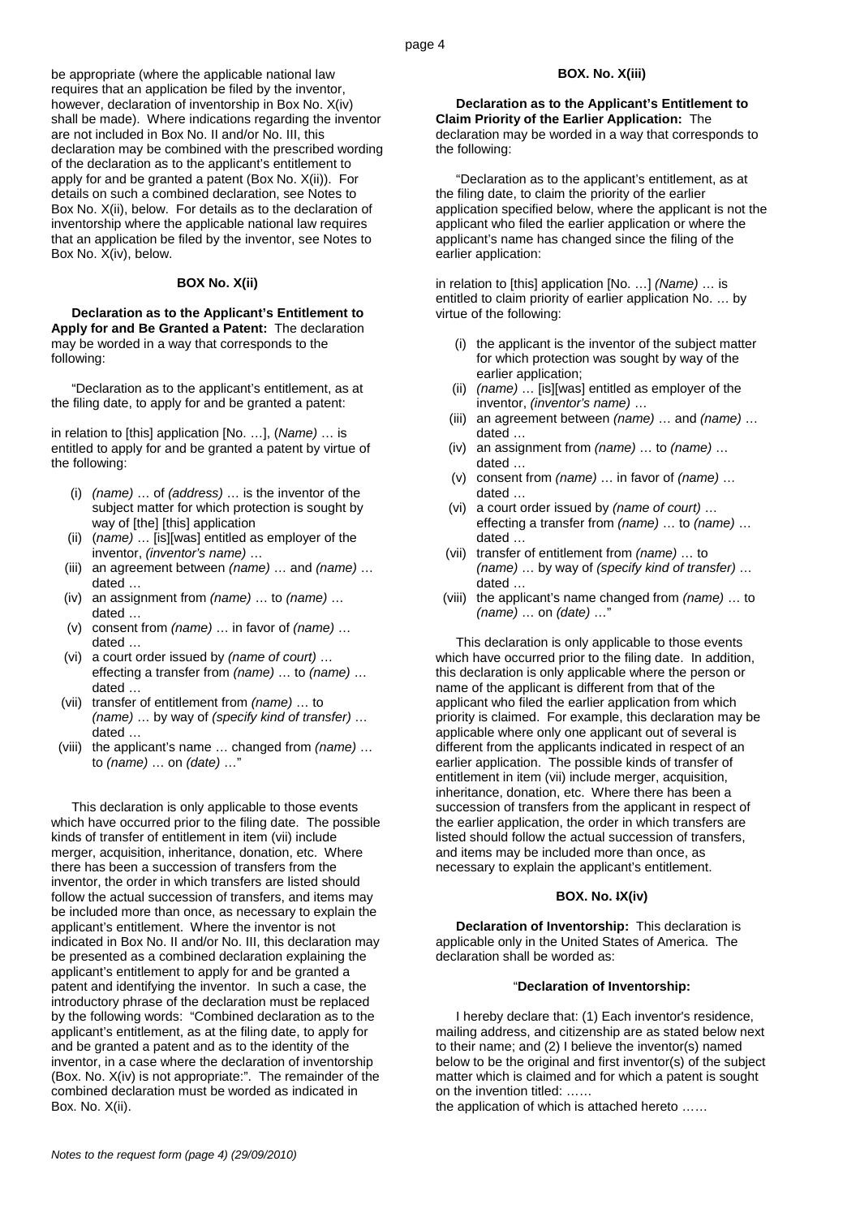be appropriate (where the applicable national law requires that an application be filed by the inventor, however, declaration of inventorship in Box No. X(iv) shall be made). Where indications regarding the inventor are not included in Box No. II and/or No. III, this declaration may be combined with the prescribed wording of the declaration as to the applicant's entitlement to apply for and be granted a patent (Box No. X(ii)). For details on such a combined declaration, see Notes to Box No. X(ii), below. For details as to the declaration of inventorship where the applicable national law requires that an application be filed by the inventor, see Notes to Box No. X(iv), below.

### BOX No. X(ii)

**Declaration as to the Applicant's Entitlement to Apply for and Be Granted a Patent:** The declaration may be worded in a way that corresponds to the following:

"Declaration as to the applicant's entitlement, as at the filing date, to apply for and be granted a patent:

in relation to [this] application [No. …], (*Name*) … is entitled to apply for and be granted a patent by virtue of the following:

- (i) *(name)* … of *(address)* … is the inventor of the subject matter for which protection is sought by way of [the] [this] application
- (ii) (*name)* … [is][was] entitled as employer of the inventor, *(inventor's name)* …
- (iii) an agreement between *(name)* … and *(name)* … dated …
- (iv) an assignment from *(name)* … to *(name)* … dated …
- (v) consent from *(name)* … in favor of *(name)* … dated …
- (vi) a court order issued by *(name of court)* … effecting a transfer from *(name)* … to *(name)* … dated …
- (vii) transfer of entitlement from *(name)* … to *(name)* … by way of *(specify kind of transfer)* … dated …
- (viii) the applicant's name … changed from *(name)* … to *(name)* … on *(date)* …"

This declaration is only applicable to those events which have occurred prior to the filing date. The possible kinds of transfer of entitlement in item (vii) include merger, acquisition, inheritance, donation, etc. Where there has been a succession of transfers from the inventor, the order in which transfers are listed should follow the actual succession of transfers, and items may be included more than once, as necessary to explain the applicant's entitlement. Where the inventor is not indicated in Box No. II and/or No. III, this declaration may be presented as a combined declaration explaining the applicant's entitlement to apply for and be granted a patent and identifying the inventor. In such a case, the introductory phrase of the declaration must be replaced by the following words: "Combined declaration as to the applicant's entitlement, as at the filing date, to apply for and be granted a patent and as to the identity of the inventor, in a case where the declaration of inventorship (Box. No. X(iv) is not appropriate:". The remainder of the combined declaration must be worded as indicated in Box. No. X(ii).

### BOX. No. X(iii)

**Declaration as to the Applicant's Entitlement to Claim Priority of the Earlier Application:** The declaration may be worded in a way that corresponds to the following:

"Declaration as to the applicant's entitlement, as at the filing date, to claim the priority of the earlier application specified below, where the applicant is not the applicant who filed the earlier application or where the applicant's name has changed since the filing of the earlier application:

in relation to [this] application [No. …] *(Name)* … is entitled to claim priority of earlier application No. … by virtue of the following:

- (i) the applicant is the inventor of the subject matter for which protection was sought by way of the earlier application;
- (ii) *(name)* … [is][was] entitled as employer of the inventor, *(inventor's name)* …
- (iii) an agreement between *(name)* … and *(name)* … dated …
- (iv) an assignment from *(name)* … to *(name)* … dated …
- (v) consent from *(name)* … in favor of *(name)* … dated …
- (vi) a court order issued by *(name of court)* … effecting a transfer from *(name)* … to *(name)* … dated …
- (vii) transfer of entitlement from *(name)* … to *(name)* … by way of *(specify kind of transfer)* … dated …
- (viii) the applicant's name changed from *(name)* … to *(name)* … on *(date)* …"

This declaration is only applicable to those events which have occurred prior to the filing date. In addition, this declaration is only applicable where the person or name of the applicant is different from that of the applicant who filed the earlier application from which priority is claimed. For example, this declaration may be applicable where only one applicant out of several is different from the applicants indicated in respect of an earlier application. The possible kinds of transfer of entitlement in item (vii) include merger, acquisition, inheritance, donation, etc. Where there has been a succession of transfers from the applicant in respect of the earlier application, the order in which transfers are listed should follow the actual succession of transfers, and items may be included more than once, as necessary to explain the applicant's entitlement.

### BOX. No. IX(iv)

**Declaration of Inventorship:** This declaration is applicable only in the United States of America. The declaration shall be worded as:

"**Declaration of Inventorship:**

I hereby declare that: (1) Each inventor's residence, mailing address, and citizenship are as stated below next to their name; and (2) I believe the inventor(s) named below to be the original and first inventor(s) of the subject matter which is claimed and for which a patent is sought on the invention titled: ……
the application of which is attached hereto ……

*Notes to the request form (page 4) (29/09/2010)*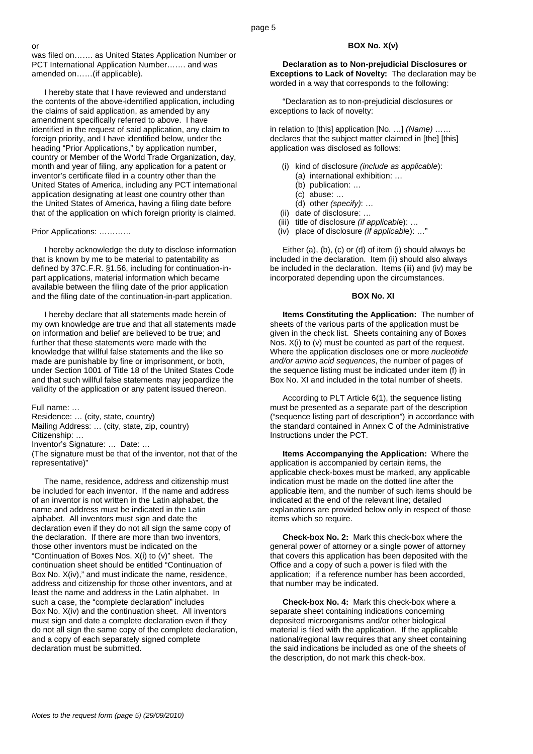or

was filed on……. as United States Application Number or PCT International Application Number……. and was amended on……(if applicable).

I hereby state that I have reviewed and understand the contents of the above-identified application, including the claims of said application, as amended by any amendment specifically referred to above. I have identified in the request of said application, any claim to foreign priority, and I have identified below, under the heading “Prior Applications,” by application number, country or Member of the World Trade Organization, day, month and year of filing, any application for a patent or inventor’s certificate filed in a country other than the United States of America, including any PCT international application designating at least one country other than the United States of America, having a filing date before that of the application on which foreign priority is claimed.

Prior Applications: …………

I hereby acknowledge the duty to disclose information that is known by me to be material to patentability as defined by 37C.F.R. §1.56, including for continuation-in-part applications, material information which became available between the filing date of the prior application and the filing date of the continuation-in-part application.

I hereby declare that all statements made herein of my own knowledge are true and that all statements made on information and belief are believed to be true; and further that these statements were made with the knowledge that willful false statements and the like so made are punishable by fine or imprisonment, or both, under Section 1001 of Title 18 of the United States Code and that such willful false statements may jeopardize the validity of the application or any patent issued thereon.

Full name: …
Residence: … (city, state, country)
Mailing Address: … (city, state, zip, country)
Citizenship: …
Inventor’s Signature: … Date: …
(The signature must be that of the inventor, not that of the representative)”

The name, residence, address and citizenship must be included for each inventor. If the name and address of an inventor is not written in the Latin alphabet, the name and address must be indicated in the Latin alphabet. All inventors must sign and date the declaration even if they do not all sign the same copy of the declaration. If there are more than two inventors, those other inventors must be indicated on the “Continuation of Boxes Nos. X(i) to (v)” sheet. The continuation sheet should be entitled “Continuation of Box No. X(iv),” and must indicate the name, residence, address and citizenship for those other inventors, and at least the name and address in the Latin alphabet. In such a case, the “complete declaration” includes Box No. X(iv) and the continuation sheet. All inventors must sign and date a complete declaration even if they do not all sign the same copy of the complete declaration, and a copy of each separately signed complete declaration must be submitted.

### BOX No. X(v)

**Declaration as to Non-prejudicial Disclosures or Exceptions to Lack of Novelty:** The declaration may be worded in a way that corresponds to the following:

“Declaration as to non-prejudicial disclosures or exceptions to lack of novelty:

in relation to [this] application [No. …] *(Name)* …… declares that the subject matter claimed in [the] [this] application was disclosed as follows:

- (i) kind of disclosure *(include as applicable)*:
  - (a) international exhibition: …
  - (b) publication: …
  - (c) abuse: …
  - (d) other *(specify)*: …
- (ii) date of disclosure: …
- (iii) title of disclosure *(if applicable)*: …
- (iv) place of disclosure *(if applicable)*: …”

Either (a), (b), (c) or (d) of item (i) should always be included in the declaration. Item (ii) should also always be included in the declaration. Items (iii) and (iv) may be incorporated depending upon the circumstances.

### BOX No. XI

**Items Constituting the Application:** The number of sheets of the various parts of the application must be given in the check list. Sheets containing any of Boxes Nos. X(i) to (v) must be counted as part of the request. Where the application discloses one or more *nucleotide and/or amino acid sequences*, the number of pages of the sequence listing must be indicated under item (f) in Box No. XI and included in the total number of sheets.

According to PLT Article 6(1), the sequence listing must be presented as a separate part of the description (“sequence listing part of description”) in accordance with the standard contained in Annex C of the Administrative Instructions under the PCT.

**Items Accompanying the Application:** Where the application is accompanied by certain items, the applicable check-boxes must be marked, any applicable indication must be made on the dotted line after the applicable item, and the number of such items should be indicated at the end of the relevant line; detailed explanations are provided below only in respect of those items which so require.

**Check-box No. 2:** Mark this check-box where the general power of attorney or a single power of attorney that covers this application has been deposited with the Office and a copy of such a power is filed with the application; if a reference number has been accorded, that number may be indicated.

**Check-box No. 4:** Mark this check-box where a separate sheet containing indications concerning deposited microorganisms and/or other biological material is filed with the application. If the applicable national/regional law requires that any sheet containing the said indications be included as one of the sheets of the description, do not mark this check-box.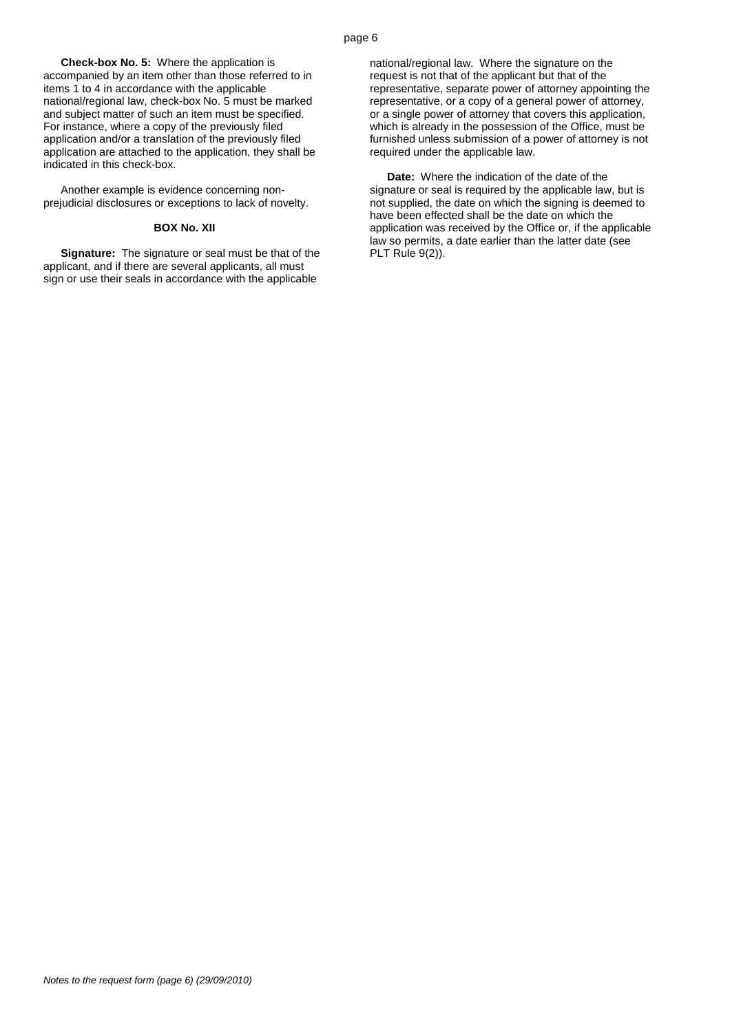**Check-box No. 5:** Where the application is accompanied by an item other than those referred to in items 1 to 4 in accordance with the applicable national/regional law, check-box No. 5 must be marked and subject matter of such an item must be specified. For instance, where a copy of the previously filed application and/or a translation of the previously filed application are attached to the application, they shall be indicated in this check-box.

Another example is evidence concerning non-prejudicial disclosures or exceptions to lack of novelty.

## BOX No. XII

**Signature:** The signature or seal must be that of the applicant, and if there are several applicants, all must sign or use their seals in accordance with the applicable national/regional law. Where the signature on the request is not that of the applicant but that of the representative, separate power of attorney appointing the representative, or a copy of a general power of attorney, or a single power of attorney that covers this application, which is already in the possession of the Office, must be furnished unless submission of a power of attorney is not required under the applicable law.

**Date:** Where the indication of the date of the signature or seal is required by the applicable law, but is not supplied, the date on which the signing is deemed to have been effected shall be the date on which the application was received by the Office or, if the applicable law so permits, a date earlier than the latter date (see PLT Rule 9(2)).